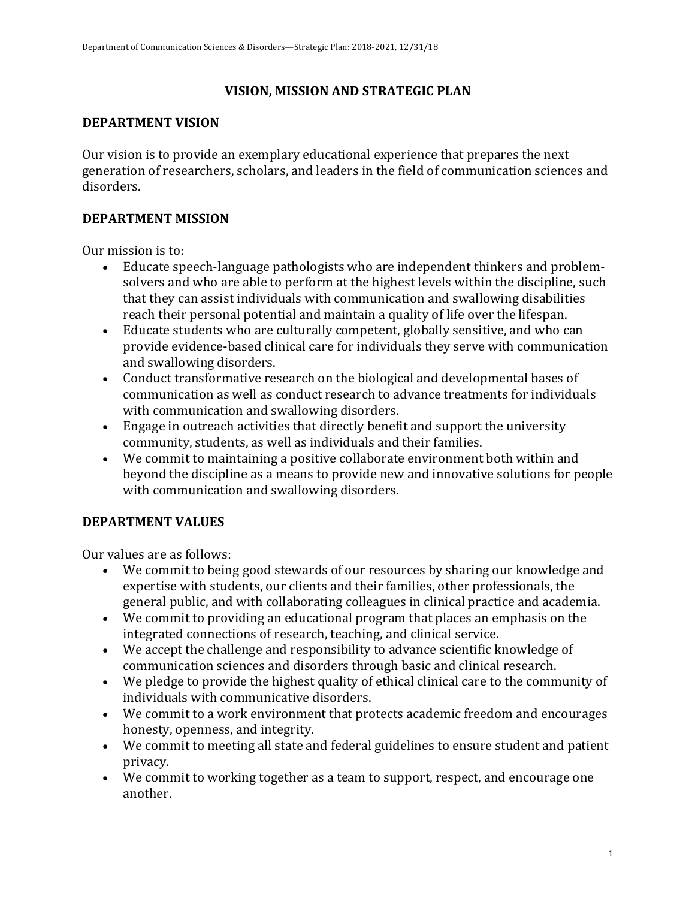# VISION, MISSION AND STRATEGIC PLAN

## DEPARTMENT VISION

Our vision is to provide an exemplary educational experience that prepares the next generation of researchers, scholars, and leaders in the field of communication sciences and disorders.

## DEPARTMENT MISSION

Our mission is to:

- Educate speech-language pathologists who are independent thinkers and problem-solvers and who are able to perform at the highest levels within the discipline, such that they can assist individuals with communication and swallowing disabilities reach their personal potential and maintain a quality of life over the lifespan.
- Educate students who are culturally competent, globally sensitive, and who can provide evidence-based clinical care for individuals they serve with communication and swallowing disorders.
- Conduct transformative research on the biological and developmental bases of communication as well as conduct research to advance treatments for individuals with communication and swallowing disorders.
- Engage in outreach activities that directly benefit and support the university community, students, as well as individuals and their families.
- We commit to maintaining a positive collaborate environment both within and beyond the discipline as a means to provide new and innovative solutions for people with communication and swallowing disorders.

## DEPARTMENT VALUES

Our values are as follows:

- We commit to being good stewards of our resources by sharing our knowledge and expertise with students, our clients and their families, other professionals, the general public, and with collaborating colleagues in clinical practice and academia.
- We commit to providing an educational program that places an emphasis on the integrated connections of research, teaching, and clinical service.
- We accept the challenge and responsibility to advance scientific knowledge of communication sciences and disorders through basic and clinical research.
- We pledge to provide the highest quality of ethical clinical care to the community of individuals with communicative disorders.
- We commit to a work environment that protects academic freedom and encourages honesty, openness, and integrity.
- We commit to meeting all state and federal guidelines to ensure student and patient privacy.
- We commit to working together as a team to support, respect, and encourage one another.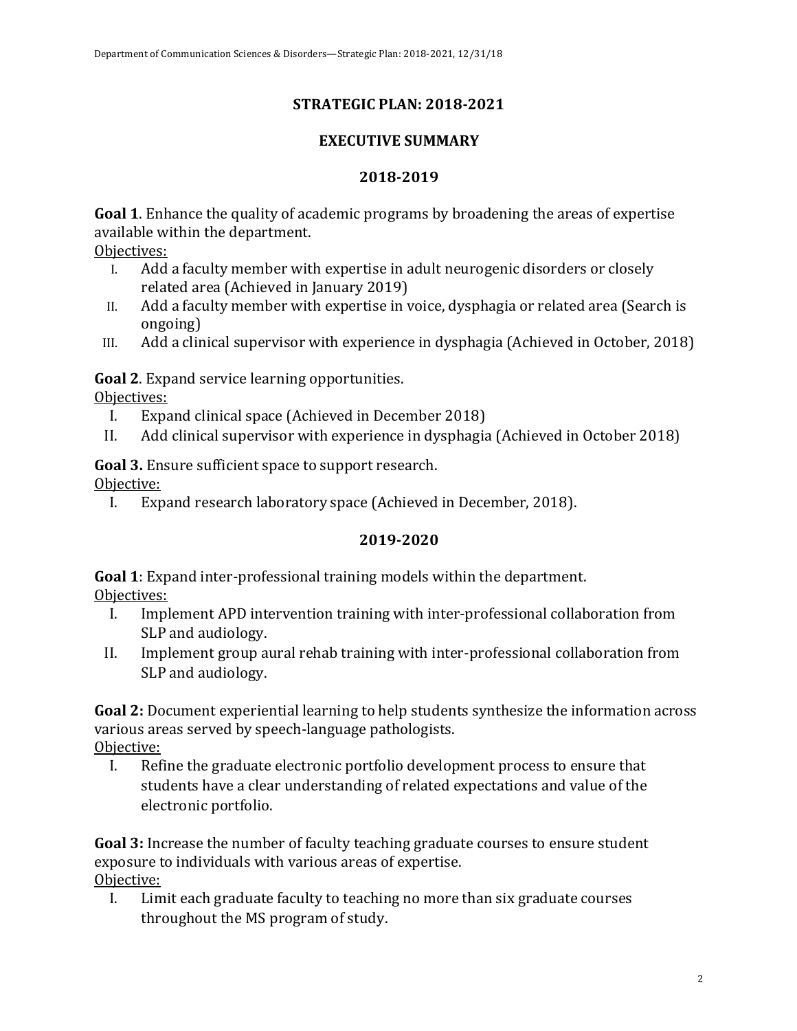# STRATEGIC PLAN: 2018-2021

## EXECUTIVE SUMMARY

## 2018-2019

**Goal 1**. Enhance the quality of academic programs by broadening the areas of expertise available within the department.

Objectives:

I. Add a faculty member with expertise in adult neurogenic disorders or closely related area (Achieved in January 2019)
II. Add a faculty member with expertise in voice, dysphagia or related area (Search is ongoing)
III. Add a clinical supervisor with experience in dysphagia (Achieved in October, 2018)

**Goal 2**. Expand service learning opportunities.

Objectives:

I. Expand clinical space (Achieved in December 2018)
II. Add clinical supervisor with experience in dysphagia (Achieved in October 2018)

**Goal 3.** Ensure sufficient space to support research.

Objective:

I. Expand research laboratory space (Achieved in December, 2018).

## 2019-2020

**Goal 1**: Expand inter-professional training models within the department.

Objectives:

I. Implement APD intervention training with inter-professional collaboration from SLP and audiology.
II. Implement group aural rehab training with inter-professional collaboration from SLP and audiology.

**Goal 2:** Document experiential learning to help students synthesize the information across various areas served by speech-language pathologists.

Objective:

I. Refine the graduate electronic portfolio development process to ensure that students have a clear understanding of related expectations and value of the electronic portfolio.

**Goal 3:** Increase the number of faculty teaching graduate courses to ensure student exposure to individuals with various areas of expertise.

Objective:

I. Limit each graduate faculty to teaching no more than six graduate courses throughout the MS program of study.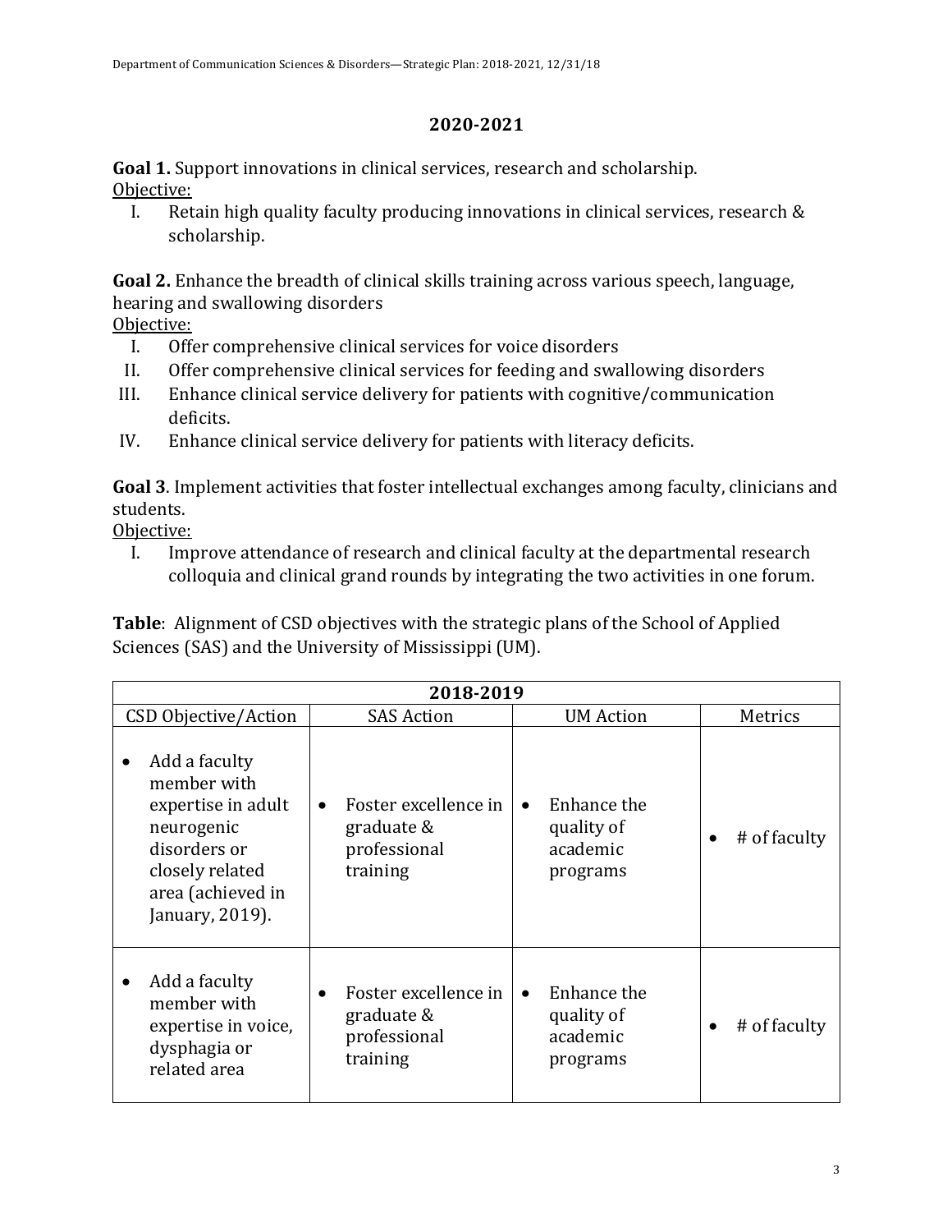## 2020-2021

**Goal 1.** Support innovations in clinical services, research and scholarship.
Objective:

I. Retain high quality faculty producing innovations in clinical services, research & scholarship.

**Goal 2.** Enhance the breadth of clinical skills training across various speech, language, hearing and swallowing disorders
Objective:

I. Offer comprehensive clinical services for voice disorders
II. Offer comprehensive clinical services for feeding and swallowing disorders
III. Enhance clinical service delivery for patients with cognitive/communication deficits.
IV. Enhance clinical service delivery for patients with literacy deficits.

**Goal 3**. Implement activities that foster intellectual exchanges among faculty, clinicians and students.
Objective:

I. Improve attendance of research and clinical faculty at the departmental research colloquia and clinical grand rounds by integrating the two activities in one forum.

**Table**: Alignment of CSD objectives with the strategic plans of the School of Applied Sciences (SAS) and the University of Mississippi (UM).

| **2018-2019** | | | |
|---|---|---|---|
| CSD Objective/Action | SAS Action | UM Action | Metrics |
| • Add a faculty member with expertise in adult neurogenic disorders or closely related area (achieved in January, 2019). | • Foster excellence in graduate & professional training | • Enhance the quality of academic programs | • # of faculty |
| • Add a faculty member with expertise in voice, dysphagia or related area | • Foster excellence in graduate & professional training | • Enhance the quality of academic programs | • # of faculty |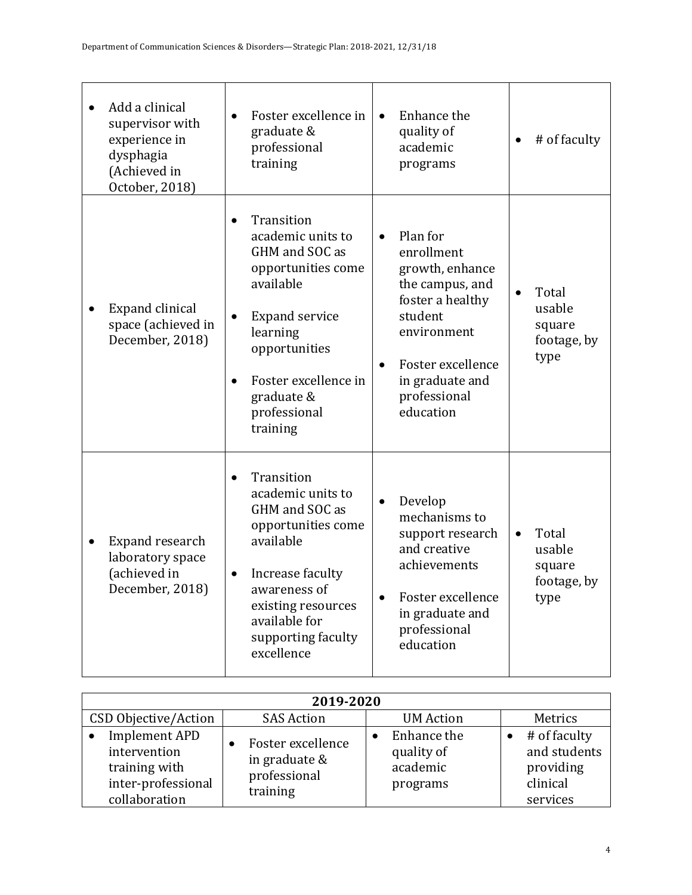| | | | |
|---|---|---|---|
| • Add a clinical supervisor with experience in dysphagia (Achieved in October, 2018) | • Foster excellence in graduate & professional training | • Enhance the quality of academic programs | • # of faculty |
| • Expand clinical space (achieved in December, 2018) | • Transition academic units to GHM and SOC as opportunities come available<br>• Expand service learning opportunities<br>• Foster excellence in graduate & professional training | • Plan for enrollment growth, enhance the campus, and foster a healthy student environment<br>• Foster excellence in graduate and professional education | • Total usable square footage, by type |
| • Expand research laboratory space (achieved in December, 2018) | • Transition academic units to GHM and SOC as opportunities come available<br>• Increase faculty awareness of existing resources available for supporting faculty excellence | • Develop mechanisms to support research and creative achievements<br>• Foster excellence in graduate and professional education | • Total usable square footage, by type |

| **2019-2020** | | | |
|---|---|---|---|
| CSD Objective/Action | SAS Action | UM Action | Metrics |
| • Implement APD intervention training with inter-professional collaboration | • Foster excellence in graduate & professional training | • Enhance the quality of academic programs | • # of faculty and students providing clinical services |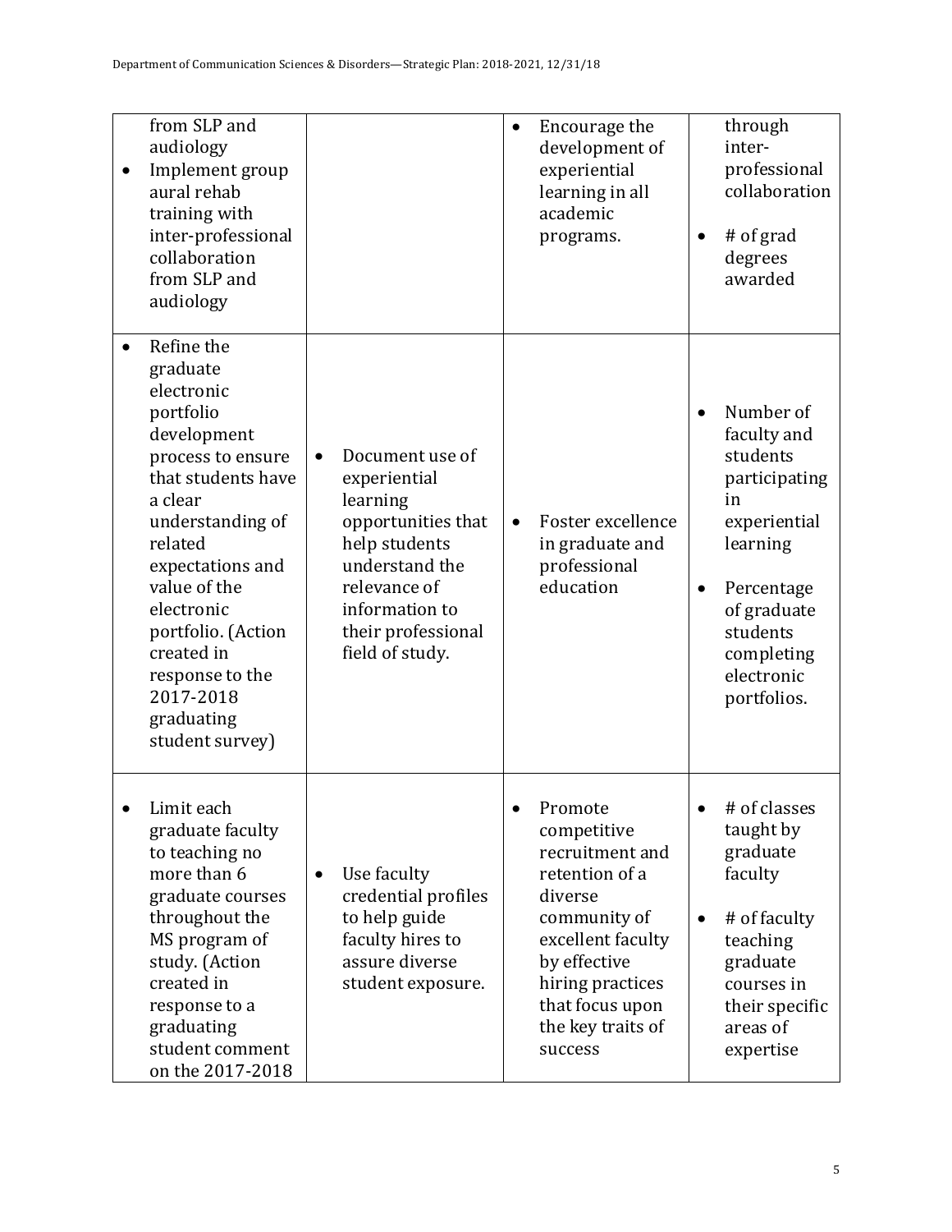| | | | |
|---|---|---|---|
| from SLP and audiology<br>• Implement group aural rehab training with inter-professional collaboration from SLP and audiology | | • Encourage the development of experiential learning in all academic programs. | through inter-professional collaboration<br>• # of grad degrees awarded |
| • Refine the graduate electronic portfolio development process to ensure that students have a clear understanding of related expectations and value of the electronic portfolio. (Action created in response to the 2017-2018 graduating student survey) | • Document use of experiential learning opportunities that help students understand the relevance of information to their professional field of study. | • Foster excellence in graduate and professional education | • Number of faculty and students participating in experiential learning<br>• Percentage of graduate students completing electronic portfolios. |
| • Limit each graduate faculty to teaching no more than 6 graduate courses throughout the MS program of study. (Action created in response to a graduating student comment on the 2017-2018 | • Use faculty credential profiles to help guide faculty hires to assure diverse student exposure. | • Promote competitive recruitment and retention of a diverse community of excellent faculty by effective hiring practices that focus upon the key traits of success | • # of classes taught by graduate faculty<br>• # of faculty teaching graduate courses in their specific areas of expertise |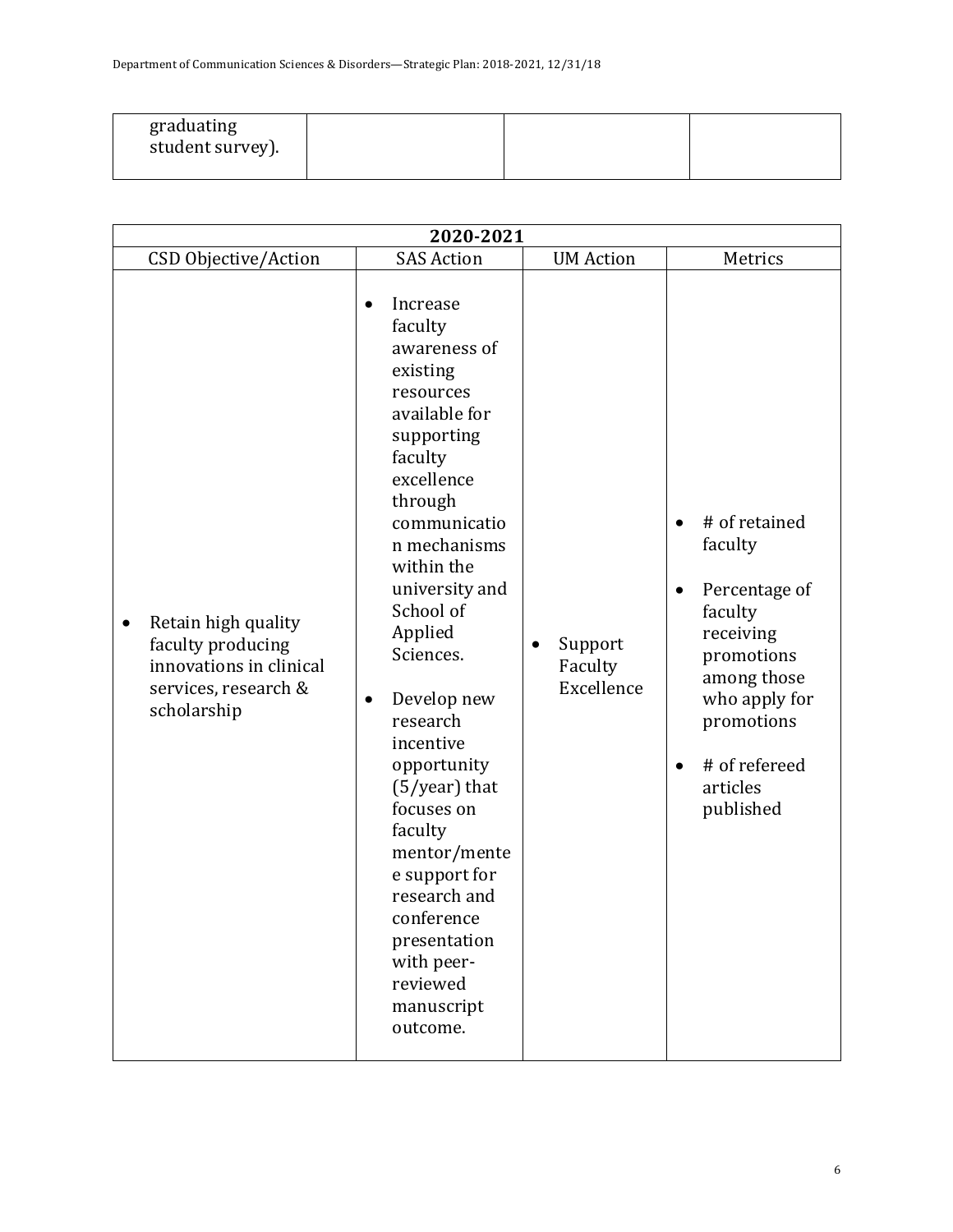| graduating student survey). | | | |
|---|---|---|---|

| 2020-2021 | | | |
|---|---|---|---|
| CSD Objective/Action | SAS Action | UM Action | Metrics |
| • Retain high quality faculty producing innovations in clinical services, research & scholarship | • Increase faculty awareness of existing resources available for supporting faculty excellence through communication mechanisms within the university and School of Applied Sciences.<br><br>• Develop new research incentive opportunity (5/year) that focuses on faculty mentor/mentee support for research and conference presentation with peer-reviewed manuscript outcome. | • Support Faculty Excellence | • # of retained faculty<br><br>• Percentage of faculty receiving promotions among those who apply for promotions<br><br>• # of refereed articles published |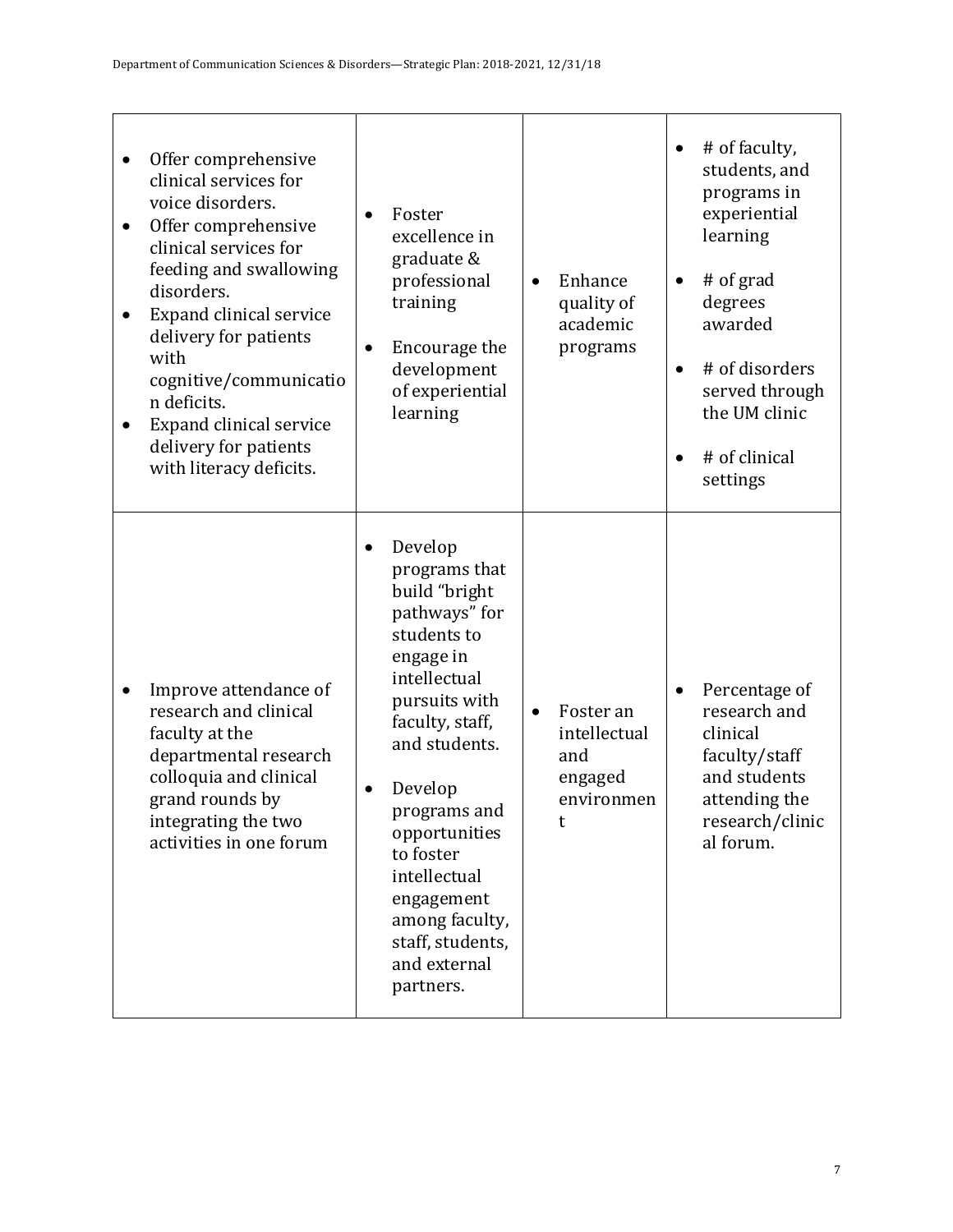| | | | |
|---|---|---|---|
| • Offer comprehensive clinical services for voice disorders.<br>• Offer comprehensive clinical services for feeding and swallowing disorders.<br>• Expand clinical service delivery for patients with cognitive/communication deficits.<br>• Expand clinical service delivery for patients with literacy deficits. | • Foster excellence in graduate & professional training<br>• Encourage the development of experiential learning | • Enhance quality of academic programs | • # of faculty, students, and programs in experiential learning<br>• # of grad degrees awarded<br>• # of disorders served through the UM clinic<br>• # of clinical settings |
| • Improve attendance of research and clinical faculty at the departmental research colloquia and clinical grand rounds by integrating the two activities in one forum | • Develop programs that build "bright pathways" for students to engage in intellectual pursuits with faculty, staff, and students.<br>• Develop programs and opportunities to foster intellectual engagement among faculty, staff, students, and external partners. | • Foster an intellectual and engaged environment | • Percentage of research and clinical faculty/staff and students attending the research/clinical forum. |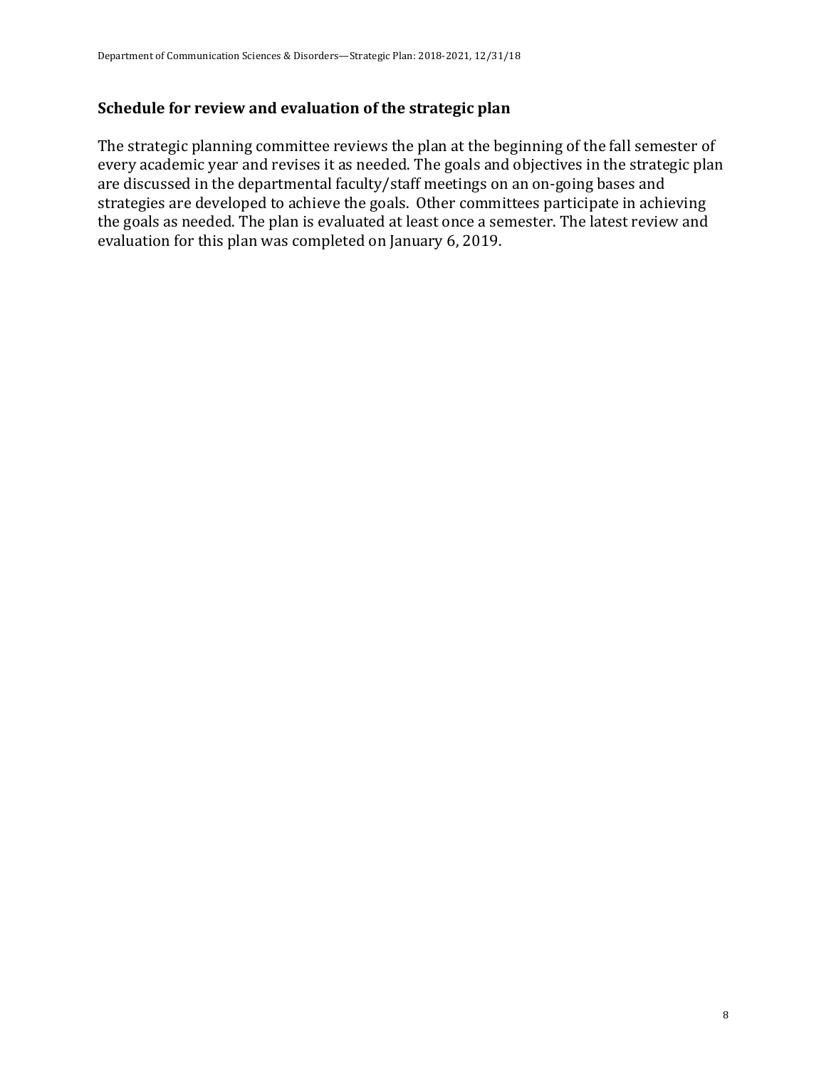## Schedule for review and evaluation of the strategic plan

The strategic planning committee reviews the plan at the beginning of the fall semester of every academic year and revises it as needed. The goals and objectives in the strategic plan are discussed in the departmental faculty/staff meetings on an on-going bases and strategies are developed to achieve the goals. Other committees participate in achieving the goals as needed. The plan is evaluated at least once a semester. The latest review and evaluation for this plan was completed on January 6, 2019.